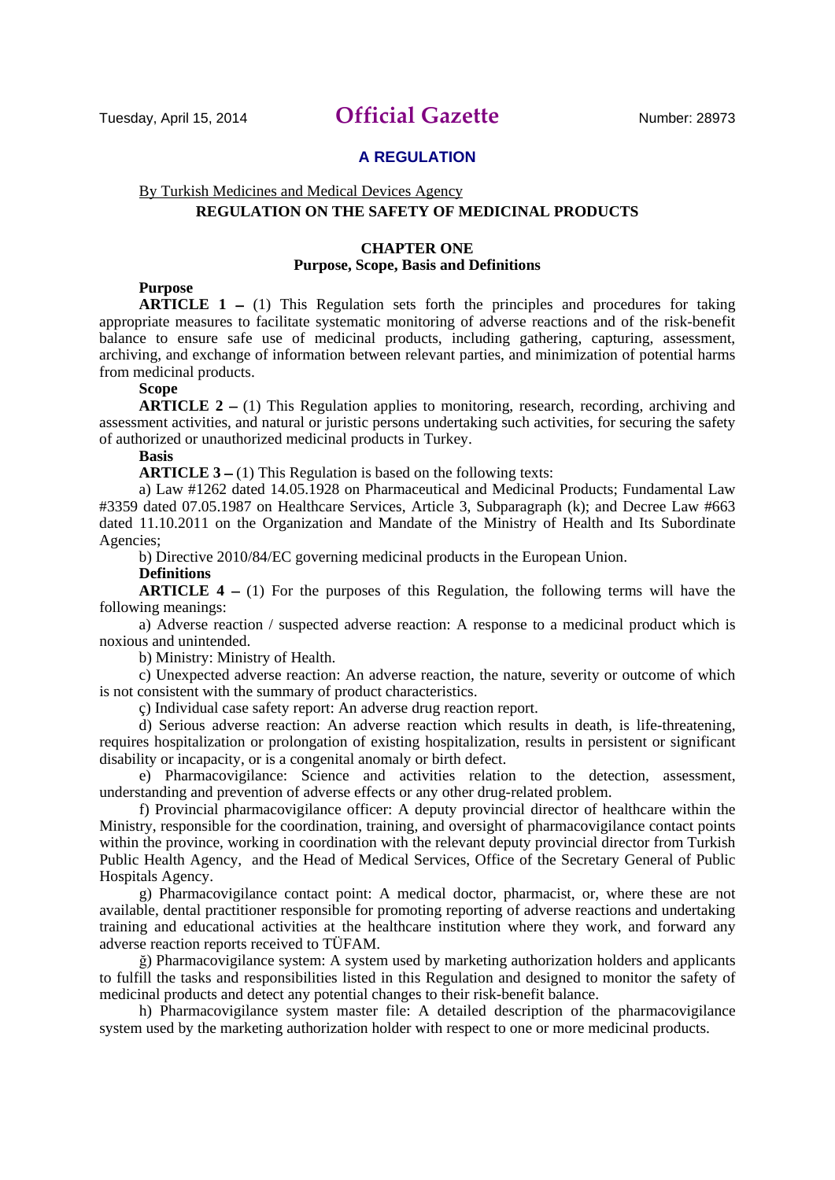Tuesday, April 15, 2014 **Official Gazette** Number: 28973

## A REGULATION

By Turkish Medicines and Medical Devices Agency

# REGULATION ON THE SAFETY OF MEDICINAL PRODUCTS

## CHAPTER ONE
## Purpose, Scope, Basis and Definitions

**Purpose**

**ARTICLE 1 –** (1) This Regulation sets forth the principles and procedures for taking appropriate measures to facilitate systematic monitoring of adverse reactions and of the risk-benefit balance to ensure safe use of medicinal products, including gathering, capturing, assessment, archiving, and exchange of information between relevant parties, and minimization of potential harms from medicinal products.

**Scope**

**ARTICLE 2 –** (1) This Regulation applies to monitoring, research, recording, archiving and assessment activities, and natural or juristic persons undertaking such activities, for securing the safety of authorized or unauthorized medicinal products in Turkey.

**Basis**

**ARTICLE 3 –** (1) This Regulation is based on the following texts:

a) Law #1262 dated 14.05.1928 on Pharmaceutical and Medicinal Products; Fundamental Law #3359 dated 07.05.1987 on Healthcare Services, Article 3, Subparagraph (k); and Decree Law #663 dated 11.10.2011 on the Organization and Mandate of the Ministry of Health and Its Subordinate Agencies;

b) Directive 2010/84/EC governing medicinal products in the European Union.

**Definitions**

**ARTICLE 4 –** (1) For the purposes of this Regulation, the following terms will have the following meanings:

a) Adverse reaction / suspected adverse reaction: A response to a medicinal product which is noxious and unintended.

b) Ministry: Ministry of Health.

c) Unexpected adverse reaction: An adverse reaction, the nature, severity or outcome of which is not consistent with the summary of product characteristics.

ç) Individual case safety report: An adverse drug reaction report.

d) Serious adverse reaction: An adverse reaction which results in death, is life-threatening, requires hospitalization or prolongation of existing hospitalization, results in persistent or significant disability or incapacity, or is a congenital anomaly or birth defect.

e) Pharmacovigilance: Science and activities relation to the detection, assessment, understanding and prevention of adverse effects or any other drug-related problem.

f) Provincial pharmacovigilance officer: A deputy provincial director of healthcare within the Ministry, responsible for the coordination, training, and oversight of pharmacovigilance contact points within the province, working in coordination with the relevant deputy provincial director from Turkish Public Health Agency, and the Head of Medical Services, Office of the Secretary General of Public Hospitals Agency.

g) Pharmacovigilance contact point: A medical doctor, pharmacist, or, where these are not available, dental practitioner responsible for promoting reporting of adverse reactions and undertaking training and educational activities at the healthcare institution where they work, and forward any adverse reaction reports received to TÜFAM.

ğ) Pharmacovigilance system: A system used by marketing authorization holders and applicants to fulfill the tasks and responsibilities listed in this Regulation and designed to monitor the safety of medicinal products and detect any potential changes to their risk-benefit balance.

h) Pharmacovigilance system master file: A detailed description of the pharmacovigilance system used by the marketing authorization holder with respect to one or more medicinal products.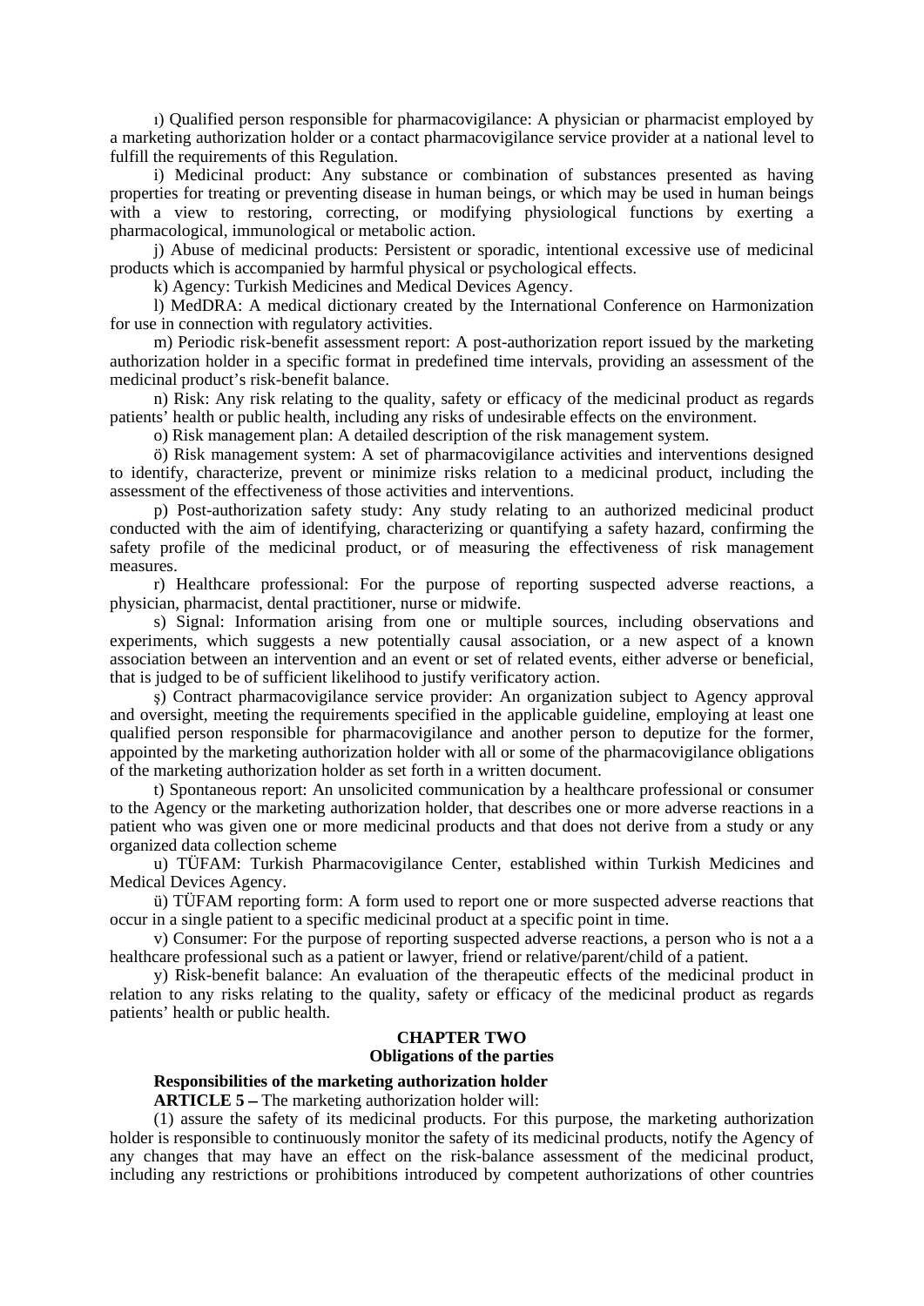ı) Qualified person responsible for pharmacovigilance: A physician or pharmacist employed by a marketing authorization holder or a contact pharmacovigilance service provider at a national level to fulfill the requirements of this Regulation.

i) Medicinal product: Any substance or combination of substances presented as having properties for treating or preventing disease in human beings, or which may be used in human beings with a view to restoring, correcting, or modifying physiological functions by exerting a pharmacological, immunological or metabolic action.

j) Abuse of medicinal products: Persistent or sporadic, intentional excessive use of medicinal products which is accompanied by harmful physical or psychological effects.

k) Agency: Turkish Medicines and Medical Devices Agency.

l) MedDRA: A medical dictionary created by the International Conference on Harmonization for use in connection with regulatory activities.

m) Periodic risk-benefit assessment report: A post-authorization report issued by the marketing authorization holder in a specific format in predefined time intervals, providing an assessment of the medicinal product's risk-benefit balance.

n) Risk: Any risk relating to the quality, safety or efficacy of the medicinal product as regards patients' health or public health, including any risks of undesirable effects on the environment.

o) Risk management plan: A detailed description of the risk management system.

ö) Risk management system: A set of pharmacovigilance activities and interventions designed to identify, characterize, prevent or minimize risks relation to a medicinal product, including the assessment of the effectiveness of those activities and interventions.

p) Post-authorization safety study: Any study relating to an authorized medicinal product conducted with the aim of identifying, characterizing or quantifying a safety hazard, confirming the safety profile of the medicinal product, or of measuring the effectiveness of risk management measures.

r) Healthcare professional: For the purpose of reporting suspected adverse reactions, a physician, pharmacist, dental practitioner, nurse or midwife.

s) Signal: Information arising from one or multiple sources, including observations and experiments, which suggests a new potentially causal association, or a new aspect of a known association between an intervention and an event or set of related events, either adverse or beneficial, that is judged to be of sufficient likelihood to justify verificatory action.

ş) Contract pharmacovigilance service provider: An organization subject to Agency approval and oversight, meeting the requirements specified in the applicable guideline, employing at least one qualified person responsible for pharmacovigilance and another person to deputize for the former, appointed by the marketing authorization holder with all or some of the pharmacovigilance obligations of the marketing authorization holder as set forth in a written document.

t) Spontaneous report: An unsolicited communication by a healthcare professional or consumer to the Agency or the marketing authorization holder, that describes one or more adverse reactions in a patient who was given one or more medicinal products and that does not derive from a study or any organized data collection scheme

u) TÜFAM: Turkish Pharmacovigilance Center, established within Turkish Medicines and Medical Devices Agency.

ü) TÜFAM reporting form: A form used to report one or more suspected adverse reactions that occur in a single patient to a specific medicinal product at a specific point in time.

v) Consumer: For the purpose of reporting suspected adverse reactions, a person who is not a a healthcare professional such as a patient or lawyer, friend or relative/parent/child of a patient.

y) Risk-benefit balance: An evaluation of the therapeutic effects of the medicinal product in relation to any risks relating to the quality, safety or efficacy of the medicinal product as regards patients' health or public health.

## CHAPTER TWO
## Obligations of the parties

**Responsibilities of the marketing authorization holder**

**ARTICLE 5 –** The marketing authorization holder will:

(1) assure the safety of its medicinal products. For this purpose, the marketing authorization holder is responsible to continuously monitor the safety of its medicinal products, notify the Agency of any changes that may have an effect on the risk-balance assessment of the medicinal product, including any restrictions or prohibitions introduced by competent authorizations of other countries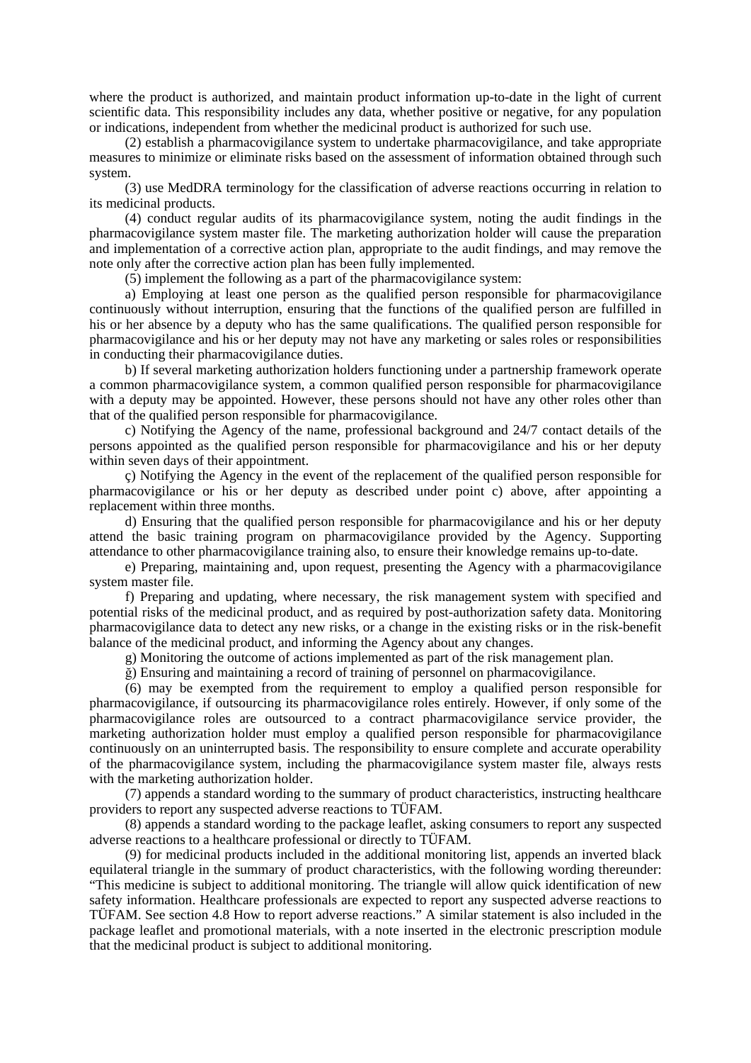where the product is authorized, and maintain product information up-to-date in the light of current scientific data. This responsibility includes any data, whether positive or negative, for any population or indications, independent from whether the medicinal product is authorized for such use.

(2) establish a pharmacovigilance system to undertake pharmacovigilance, and take appropriate measures to minimize or eliminate risks based on the assessment of information obtained through such system.

(3) use MedDRA terminology for the classification of adverse reactions occurring in relation to its medicinal products.

(4) conduct regular audits of its pharmacovigilance system, noting the audit findings in the pharmacovigilance system master file. The marketing authorization holder will cause the preparation and implementation of a corrective action plan, appropriate to the audit findings, and may remove the note only after the corrective action plan has been fully implemented.

(5) implement the following as a part of the pharmacovigilance system:

a) Employing at least one person as the qualified person responsible for pharmacovigilance continuously without interruption, ensuring that the functions of the qualified person are fulfilled in his or her absence by a deputy who has the same qualifications. The qualified person responsible for pharmacovigilance and his or her deputy may not have any marketing or sales roles or responsibilities in conducting their pharmacovigilance duties.

b) If several marketing authorization holders functioning under a partnership framework operate a common pharmacovigilance system, a common qualified person responsible for pharmacovigilance with a deputy may be appointed. However, these persons should not have any other roles other than that of the qualified person responsible for pharmacovigilance.

c) Notifying the Agency of the name, professional background and 24/7 contact details of the persons appointed as the qualified person responsible for pharmacovigilance and his or her deputy within seven days of their appointment.

ç) Notifying the Agency in the event of the replacement of the qualified person responsible for pharmacovigilance or his or her deputy as described under point c) above, after appointing a replacement within three months.

d) Ensuring that the qualified person responsible for pharmacovigilance and his or her deputy attend the basic training program on pharmacovigilance provided by the Agency. Supporting attendance to other pharmacovigilance training also, to ensure their knowledge remains up-to-date.

e) Preparing, maintaining and, upon request, presenting the Agency with a pharmacovigilance system master file.

f) Preparing and updating, where necessary, the risk management system with specified and potential risks of the medicinal product, and as required by post-authorization safety data. Monitoring pharmacovigilance data to detect any new risks, or a change in the existing risks or in the risk-benefit balance of the medicinal product, and informing the Agency about any changes.

g) Monitoring the outcome of actions implemented as part of the risk management plan.

ğ) Ensuring and maintaining a record of training of personnel on pharmacovigilance.

(6) may be exempted from the requirement to employ a qualified person responsible for pharmacovigilance, if outsourcing its pharmacovigilance roles entirely. However, if only some of the pharmacovigilance roles are outsourced to a contract pharmacovigilance service provider, the marketing authorization holder must employ a qualified person responsible for pharmacovigilance continuously on an uninterrupted basis. The responsibility to ensure complete and accurate operability of the pharmacovigilance system, including the pharmacovigilance system master file, always rests with the marketing authorization holder.

(7) appends a standard wording to the summary of product characteristics, instructing healthcare providers to report any suspected adverse reactions to TÜFAM.

(8) appends a standard wording to the package leaflet, asking consumers to report any suspected adverse reactions to a healthcare professional or directly to TÜFAM.

(9) for medicinal products included in the additional monitoring list, appends an inverted black equilateral triangle in the summary of product characteristics, with the following wording thereunder: "This medicine is subject to additional monitoring. The triangle will allow quick identification of new safety information. Healthcare professionals are expected to report any suspected adverse reactions to TÜFAM. See section 4.8 How to report adverse reactions." A similar statement is also included in the package leaflet and promotional materials, with a note inserted in the electronic prescription module that the medicinal product is subject to additional monitoring.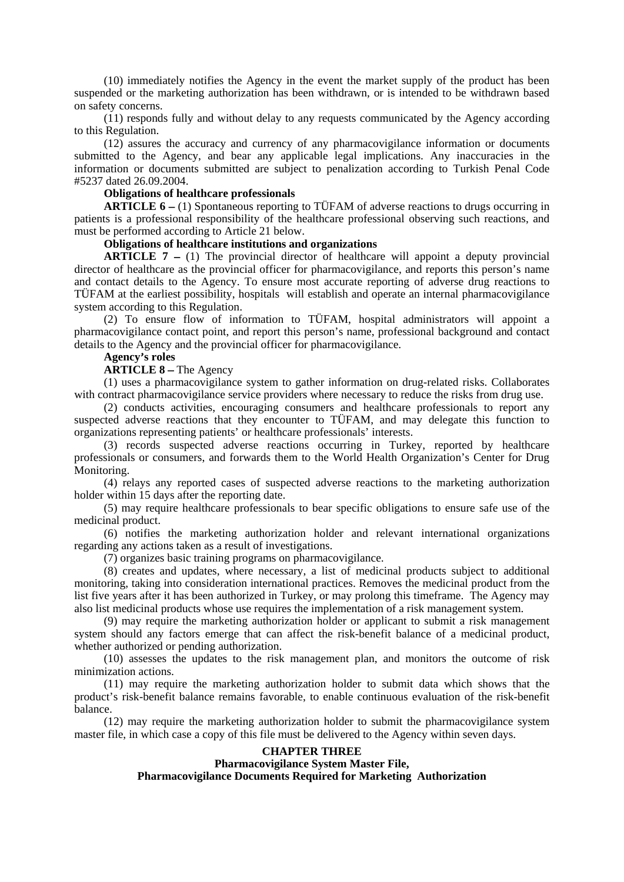(10) immediately notifies the Agency in the event the market supply of the product has been suspended or the marketing authorization has been withdrawn, or is intended to be withdrawn based on safety concerns.

(11) responds fully and without delay to any requests communicated by the Agency according to this Regulation.

(12) assures the accuracy and currency of any pharmacovigilance information or documents submitted to the Agency, and bear any applicable legal implications. Any inaccuracies in the information or documents submitted are subject to penalization according to Turkish Penal Code #5237 dated 26.09.2004.

**Obligations of healthcare professionals**

**ARTICLE 6 –** (1) Spontaneous reporting to TÜFAM of adverse reactions to drugs occurring in patients is a professional responsibility of the healthcare professional observing such reactions, and must be performed according to Article 21 below.

**Obligations of healthcare institutions and organizations**

**ARTICLE 7 –** (1) The provincial director of healthcare will appoint a deputy provincial director of healthcare as the provincial officer for pharmacovigilance, and reports this person's name and contact details to the Agency. To ensure most accurate reporting of adverse drug reactions to TÜFAM at the earliest possibility, hospitals will establish and operate an internal pharmacovigilance system according to this Regulation.

(2) To ensure flow of information to TÜFAM, hospital administrators will appoint a pharmacovigilance contact point, and report this person's name, professional background and contact details to the Agency and the provincial officer for pharmacovigilance.

**Agency's roles**

**ARTICLE 8 –** The Agency

(1) uses a pharmacovigilance system to gather information on drug-related risks. Collaborates with contract pharmacovigilance service providers where necessary to reduce the risks from drug use.

(2) conducts activities, encouraging consumers and healthcare professionals to report any suspected adverse reactions that they encounter to TÜFAM, and may delegate this function to organizations representing patients' or healthcare professionals' interests.

(3) records suspected adverse reactions occurring in Turkey, reported by healthcare professionals or consumers, and forwards them to the World Health Organization's Center for Drug Monitoring.

(4) relays any reported cases of suspected adverse reactions to the marketing authorization holder within 15 days after the reporting date.

(5) may require healthcare professionals to bear specific obligations to ensure safe use of the medicinal product.

(6) notifies the marketing authorization holder and relevant international organizations regarding any actions taken as a result of investigations.

(7) organizes basic training programs on pharmacovigilance.

(8) creates and updates, where necessary, a list of medicinal products subject to additional monitoring, taking into consideration international practices. Removes the medicinal product from the list five years after it has been authorized in Turkey, or may prolong this timeframe. The Agency may also list medicinal products whose use requires the implementation of a risk management system.

(9) may require the marketing authorization holder or applicant to submit a risk management system should any factors emerge that can affect the risk-benefit balance of a medicinal product, whether authorized or pending authorization.

(10) assesses the updates to the risk management plan, and monitors the outcome of risk minimization actions.

(11) may require the marketing authorization holder to submit data which shows that the product's risk-benefit balance remains favorable, to enable continuous evaluation of the risk-benefit balance.

(12) may require the marketing authorization holder to submit the pharmacovigilance system master file, in which case a copy of this file must be delivered to the Agency within seven days.

## CHAPTER THREE
## Pharmacovigilance System Master File, Pharmacovigilance Documents Required for Marketing Authorization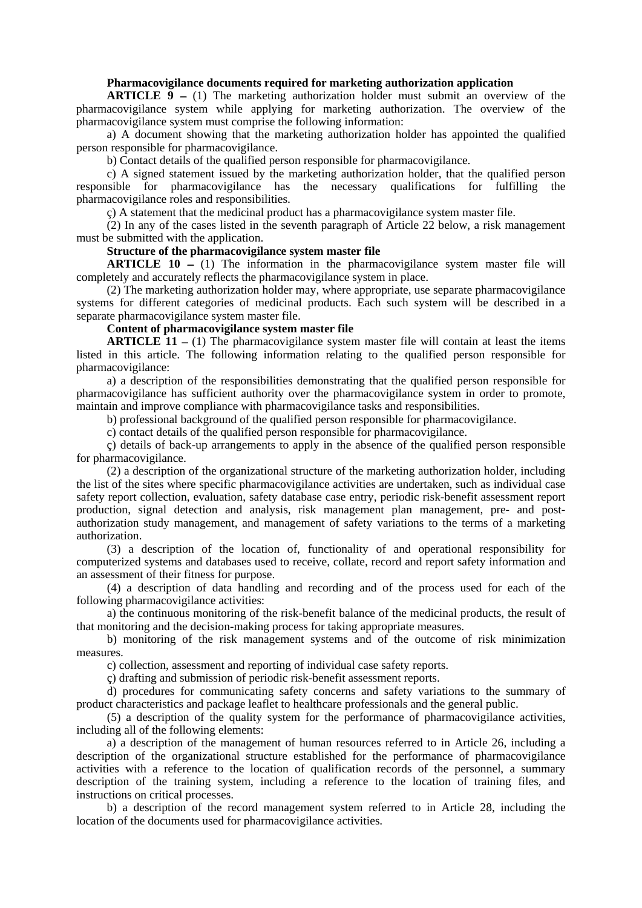**Pharmacovigilance documents required for marketing authorization application**

**ARTICLE 9 –** (1) The marketing authorization holder must submit an overview of the pharmacovigilance system while applying for marketing authorization. The overview of the pharmacovigilance system must comprise the following information:

a) A document showing that the marketing authorization holder has appointed the qualified person responsible for pharmacovigilance.

b) Contact details of the qualified person responsible for pharmacovigilance.

c) A signed statement issued by the marketing authorization holder, that the qualified person responsible for pharmacovigilance has the necessary qualifications for fulfilling the pharmacovigilance roles and responsibilities.

ç) A statement that the medicinal product has a pharmacovigilance system master file.

(2) In any of the cases listed in the seventh paragraph of Article 22 below, a risk management must be submitted with the application.

**Structure of the pharmacovigilance system master file**

**ARTICLE 10 –** (1) The information in the pharmacovigilance system master file will completely and accurately reflects the pharmacovigilance system in place.

(2) The marketing authorization holder may, where appropriate, use separate pharmacovigilance systems for different categories of medicinal products. Each such system will be described in a separate pharmacovigilance system master file.

**Content of pharmacovigilance system master file**

**ARTICLE 11 –** (1) The pharmacovigilance system master file will contain at least the items listed in this article. The following information relating to the qualified person responsible for pharmacovigilance:

a) a description of the responsibilities demonstrating that the qualified person responsible for pharmacovigilance has sufficient authority over the pharmacovigilance system in order to promote, maintain and improve compliance with pharmacovigilance tasks and responsibilities.

b) professional background of the qualified person responsible for pharmacovigilance.

c) contact details of the qualified person responsible for pharmacovigilance.

ç) details of back-up arrangements to apply in the absence of the qualified person responsible for pharmacovigilance.

(2) a description of the organizational structure of the marketing authorization holder, including the list of the sites where specific pharmacovigilance activities are undertaken, such as individual case safety report collection, evaluation, safety database case entry, periodic risk-benefit assessment report production, signal detection and analysis, risk management plan management, pre- and post-authorization study management, and management of safety variations to the terms of a marketing authorization.

(3) a description of the location of, functionality of and operational responsibility for computerized systems and databases used to receive, collate, record and report safety information and an assessment of their fitness for purpose.

(4) a description of data handling and recording and of the process used for each of the following pharmacovigilance activities:

a) the continuous monitoring of the risk-benefit balance of the medicinal products, the result of that monitoring and the decision-making process for taking appropriate measures.

b) monitoring of the risk management systems and of the outcome of risk minimization measures.

c) collection, assessment and reporting of individual case safety reports.

ç) drafting and submission of periodic risk-benefit assessment reports.

d) procedures for communicating safety concerns and safety variations to the summary of product characteristics and package leaflet to healthcare professionals and the general public.

(5) a description of the quality system for the performance of pharmacovigilance activities, including all of the following elements:

a) a description of the management of human resources referred to in Article 26, including a description of the organizational structure established for the performance of pharmacovigilance activities with a reference to the location of qualification records of the personnel, a summary description of the training system, including a reference to the location of training files, and instructions on critical processes.

b) a description of the record management system referred to in Article 28, including the location of the documents used for pharmacovigilance activities.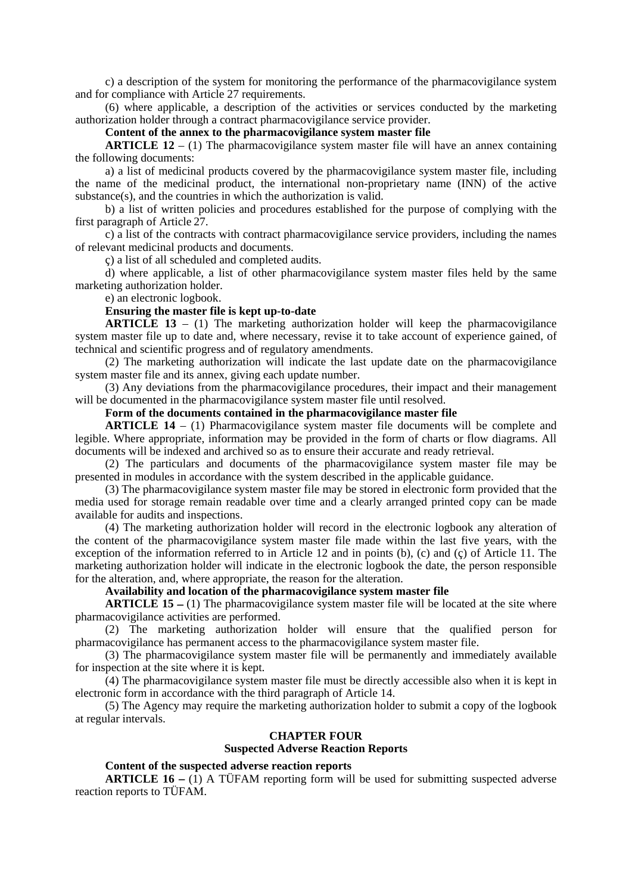c) a description of the system for monitoring the performance of the pharmacovigilance system and for compliance with Article 27 requirements.

(6) where applicable, a description of the activities or services conducted by the marketing authorization holder through a contract pharmacovigilance service provider.

**Content of the annex to the pharmacovigilance system master file**

**ARTICLE 12** – (1) The pharmacovigilance system master file will have an annex containing the following documents:

a) a list of medicinal products covered by the pharmacovigilance system master file, including the name of the medicinal product, the international non-proprietary name (INN) of the active substance(s), and the countries in which the authorization is valid.

b) a list of written policies and procedures established for the purpose of complying with the first paragraph of Article 27.

c) a list of the contracts with contract pharmacovigilance service providers, including the names of relevant medicinal products and documents.

ç) a list of all scheduled and completed audits.

d) where applicable, a list of other pharmacovigilance system master files held by the same marketing authorization holder.

e) an electronic logbook.

**Ensuring the master file is kept up-to-date**

**ARTICLE 13** – (1) The marketing authorization holder will keep the pharmacovigilance system master file up to date and, where necessary, revise it to take account of experience gained, of technical and scientific progress and of regulatory amendments.

(2) The marketing authorization will indicate the last update date on the pharmacovigilance system master file and its annex, giving each update number.

(3) Any deviations from the pharmacovigilance procedures, their impact and their management will be documented in the pharmacovigilance system master file until resolved.

**Form of the documents contained in the pharmacovigilance master file**

**ARTICLE 14** – (1) Pharmacovigilance system master file documents will be complete and legible. Where appropriate, information may be provided in the form of charts or flow diagrams. All documents will be indexed and archived so as to ensure their accurate and ready retrieval.

(2) The particulars and documents of the pharmacovigilance system master file may be presented in modules in accordance with the system described in the applicable guidance.

(3) The pharmacovigilance system master file may be stored in electronic form provided that the media used for storage remain readable over time and a clearly arranged printed copy can be made available for audits and inspections.

(4) The marketing authorization holder will record in the electronic logbook any alteration of the content of the pharmacovigilance system master file made within the last five years, with the exception of the information referred to in Article 12 and in points (b), (c) and (ç) of Article 11. The marketing authorization holder will indicate in the electronic logbook the date, the person responsible for the alteration, and, where appropriate, the reason for the alteration.

**Availability and location of the pharmacovigilance system master file**

**ARTICLE 15 –** (1) The pharmacovigilance system master file will be located at the site where pharmacovigilance activities are performed.

(2) The marketing authorization holder will ensure that the qualified person for pharmacovigilance has permanent access to the pharmacovigilance system master file.

(3) The pharmacovigilance system master file will be permanently and immediately available for inspection at the site where it is kept.

(4) The pharmacovigilance system master file must be directly accessible also when it is kept in electronic form in accordance with the third paragraph of Article 14.

(5) The Agency may require the marketing authorization holder to submit a copy of the logbook at regular intervals.

## CHAPTER FOUR
## Suspected Adverse Reaction Reports

**Content of the suspected adverse reaction reports**

**ARTICLE 16 –** (1) A TÜFAM reporting form will be used for submitting suspected adverse reaction reports to TÜFAM.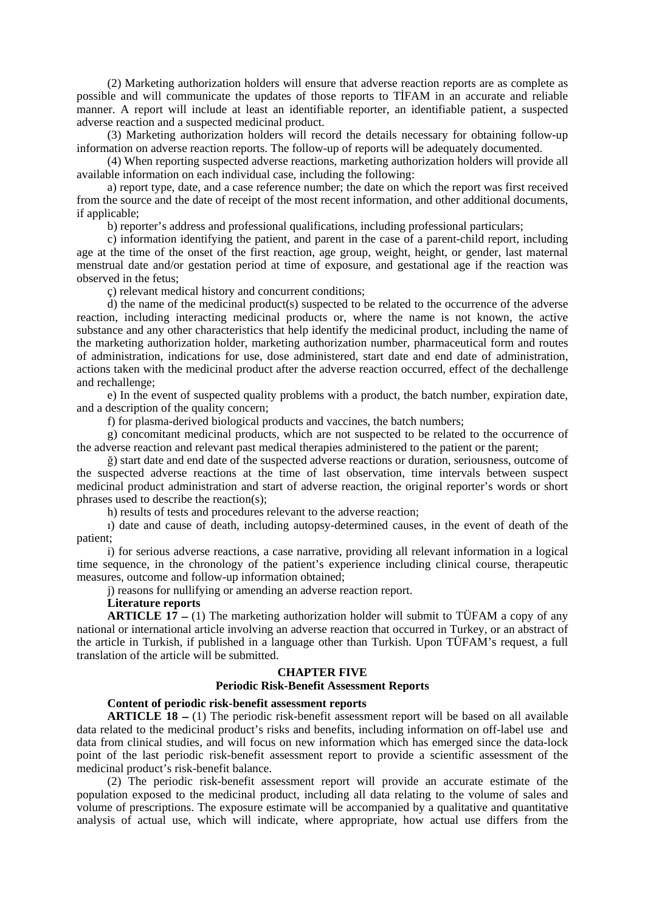(2) Marketing authorization holders will ensure that adverse reaction reports are as complete as possible and will communicate the updates of those reports to TİFAM in an accurate and reliable manner. A report will include at least an identifiable reporter, an identifiable patient, a suspected adverse reaction and a suspected medicinal product.

(3) Marketing authorization holders will record the details necessary for obtaining follow-up information on adverse reaction reports. The follow-up of reports will be adequately documented.

(4) When reporting suspected adverse reactions, marketing authorization holders will provide all available information on each individual case, including the following:

a) report type, date, and a case reference number; the date on which the report was first received from the source and the date of receipt of the most recent information, and other additional documents, if applicable;

b) reporter's address and professional qualifications, including professional particulars;

c) information identifying the patient, and parent in the case of a parent-child report, including age at the time of the onset of the first reaction, age group, weight, height, or gender, last maternal menstrual date and/or gestation period at time of exposure, and gestational age if the reaction was observed in the fetus;

ç) relevant medical history and concurrent conditions;

d) the name of the medicinal product(s) suspected to be related to the occurrence of the adverse reaction, including interacting medicinal products or, where the name is not known, the active substance and any other characteristics that help identify the medicinal product, including the name of the marketing authorization holder, marketing authorization number, pharmaceutical form and routes of administration, indications for use, dose administered, start date and end date of administration, actions taken with the medicinal product after the adverse reaction occurred, effect of the dechallenge and rechallenge;

e) In the event of suspected quality problems with a product, the batch number, expiration date, and a description of the quality concern;

f) for plasma-derived biological products and vaccines, the batch numbers;

g) concomitant medicinal products, which are not suspected to be related to the occurrence of the adverse reaction and relevant past medical therapies administered to the patient or the parent;

ğ) start date and end date of the suspected adverse reactions or duration, seriousness, outcome of the suspected adverse reactions at the time of last observation, time intervals between suspect medicinal product administration and start of adverse reaction, the original reporter's words or short phrases used to describe the reaction(s);

h) results of tests and procedures relevant to the adverse reaction;

ı) date and cause of death, including autopsy-determined causes, in the event of death of the patient;

i) for serious adverse reactions, a case narrative, providing all relevant information in a logical time sequence, in the chronology of the patient's experience including clinical course, therapeutic measures, outcome and follow-up information obtained;

j) reasons for nullifying or amending an adverse reaction report.

**Literature reports**

**ARTICLE 17 –** (1) The marketing authorization holder will submit to TÜFAM a copy of any national or international article involving an adverse reaction that occurred in Turkey, or an abstract of the article in Turkish, if published in a language other than Turkish. Upon TÜFAM's request, a full translation of the article will be submitted.

## CHAPTER FIVE
## Periodic Risk-Benefit Assessment Reports

**Content of periodic risk-benefit assessment reports**

**ARTICLE 18 –** (1) The periodic risk-benefit assessment report will be based on all available data related to the medicinal product's risks and benefits, including information on off-label use and data from clinical studies, and will focus on new information which has emerged since the data-lock point of the last periodic risk-benefit assessment report to provide a scientific assessment of the medicinal product's risk-benefit balance.

(2) The periodic risk-benefit assessment report will provide an accurate estimate of the population exposed to the medicinal product, including all data relating to the volume of sales and volume of prescriptions. The exposure estimate will be accompanied by a qualitative and quantitative analysis of actual use, which will indicate, where appropriate, how actual use differs from the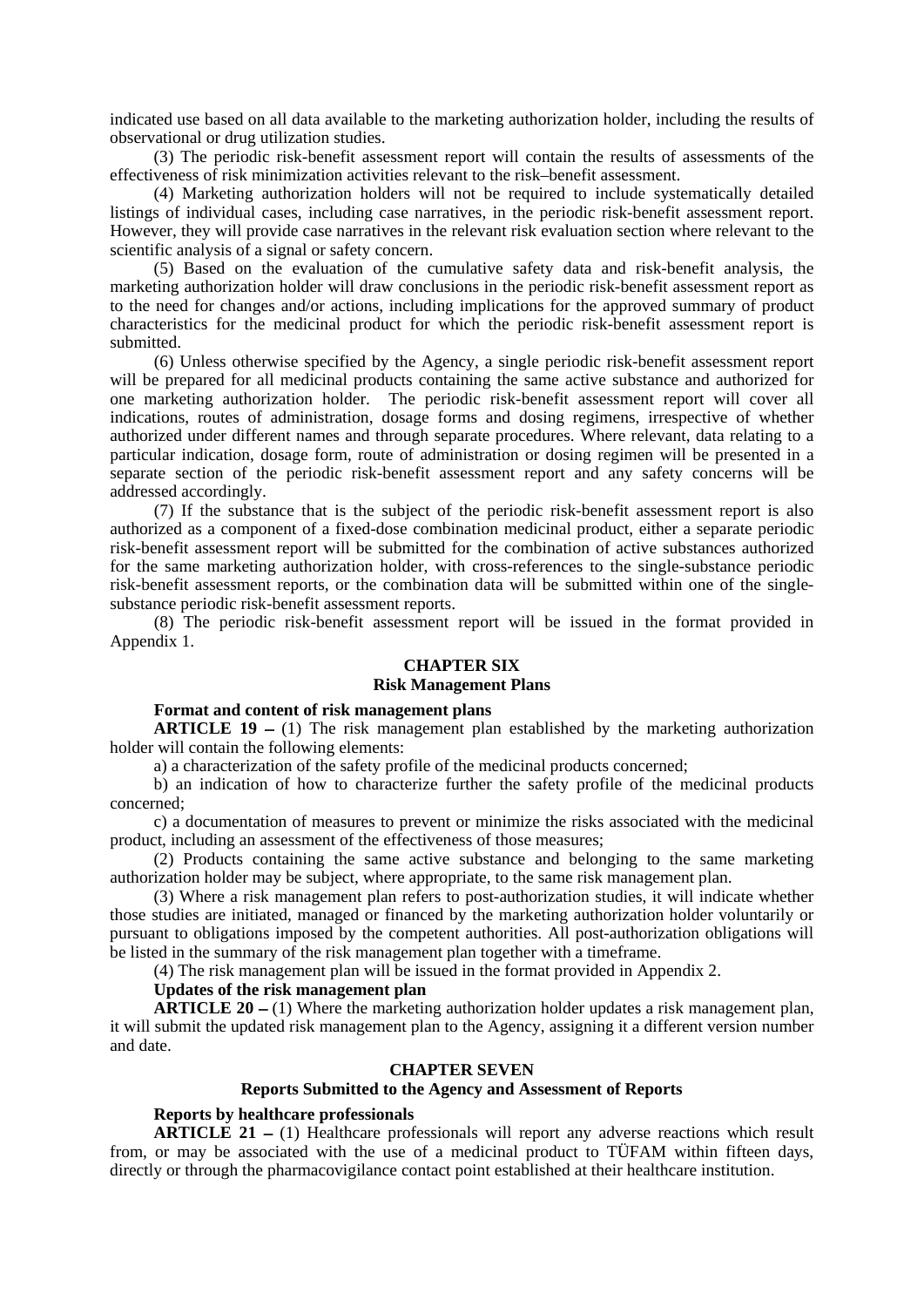indicated use based on all data available to the marketing authorization holder, including the results of observational or drug utilization studies.

(3) The periodic risk-benefit assessment report will contain the results of assessments of the effectiveness of risk minimization activities relevant to the risk–benefit assessment.

(4) Marketing authorization holders will not be required to include systematically detailed listings of individual cases, including case narratives, in the periodic risk-benefit assessment report. However, they will provide case narratives in the relevant risk evaluation section where relevant to the scientific analysis of a signal or safety concern.

(5) Based on the evaluation of the cumulative safety data and risk-benefit analysis, the marketing authorization holder will draw conclusions in the periodic risk-benefit assessment report as to the need for changes and/or actions, including implications for the approved summary of product characteristics for the medicinal product for which the periodic risk-benefit assessment report is submitted.

(6) Unless otherwise specified by the Agency, a single periodic risk-benefit assessment report will be prepared for all medicinal products containing the same active substance and authorized for one marketing authorization holder. The periodic risk-benefit assessment report will cover all indications, routes of administration, dosage forms and dosing regimens, irrespective of whether authorized under different names and through separate procedures. Where relevant, data relating to a particular indication, dosage form, route of administration or dosing regimen will be presented in a separate section of the periodic risk-benefit assessment report and any safety concerns will be addressed accordingly.

(7) If the substance that is the subject of the periodic risk-benefit assessment report is also authorized as a component of a fixed-dose combination medicinal product, either a separate periodic risk-benefit assessment report will be submitted for the combination of active substances authorized for the same marketing authorization holder, with cross-references to the single-substance periodic risk-benefit assessment reports, or the combination data will be submitted within one of the single-substance periodic risk-benefit assessment reports.

(8) The periodic risk-benefit assessment report will be issued in the format provided in Appendix 1.

## CHAPTER SIX
## Risk Management Plans

**Format and content of risk management plans**

**ARTICLE 19 –** (1) The risk management plan established by the marketing authorization holder will contain the following elements:

a) a characterization of the safety profile of the medicinal products concerned;

b) an indication of how to characterize further the safety profile of the medicinal products concerned;

c) a documentation of measures to prevent or minimize the risks associated with the medicinal product, including an assessment of the effectiveness of those measures;

(2) Products containing the same active substance and belonging to the same marketing authorization holder may be subject, where appropriate, to the same risk management plan.

(3) Where a risk management plan refers to post-authorization studies, it will indicate whether those studies are initiated, managed or financed by the marketing authorization holder voluntarily or pursuant to obligations imposed by the competent authorities. All post-authorization obligations will be listed in the summary of the risk management plan together with a timeframe.

(4) The risk management plan will be issued in the format provided in Appendix 2.

**Updates of the risk management plan**

**ARTICLE 20 –** (1) Where the marketing authorization holder updates a risk management plan, it will submit the updated risk management plan to the Agency, assigning it a different version number and date.

## CHAPTER SEVEN
## Reports Submitted to the Agency and Assessment of Reports

**Reports by healthcare professionals**

**ARTICLE 21 –** (1) Healthcare professionals will report any adverse reactions which result from, or may be associated with the use of a medicinal product to TÜFAM within fifteen days, directly or through the pharmacovigilance contact point established at their healthcare institution.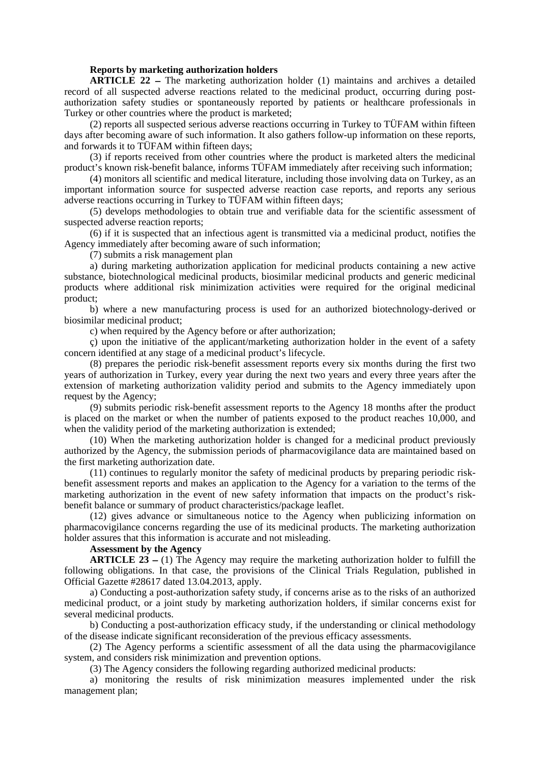**Reports by marketing authorization holders**

**ARTICLE 22 –** The marketing authorization holder (1) maintains and archives a detailed record of all suspected adverse reactions related to the medicinal product, occurring during post-authorization safety studies or spontaneously reported by patients or healthcare professionals in Turkey or other countries where the product is marketed;

(2) reports all suspected serious adverse reactions occurring in Turkey to TÜFAM within fifteen days after becoming aware of such information. It also gathers follow-up information on these reports, and forwards it to TÜFAM within fifteen days;

(3) if reports received from other countries where the product is marketed alters the medicinal product's known risk-benefit balance, informs TÜFAM immediately after receiving such information;

(4) monitors all scientific and medical literature, including those involving data on Turkey, as an important information source for suspected adverse reaction case reports, and reports any serious adverse reactions occurring in Turkey to TÜFAM within fifteen days;

(5) develops methodologies to obtain true and verifiable data for the scientific assessment of suspected adverse reaction reports;

(6) if it is suspected that an infectious agent is transmitted via a medicinal product, notifies the Agency immediately after becoming aware of such information;

(7) submits a risk management plan

a) during marketing authorization application for medicinal products containing a new active substance, biotechnological medicinal products, biosimilar medicinal products and generic medicinal products where additional risk minimization activities were required for the original medicinal product;

b) where a new manufacturing process is used for an authorized biotechnology-derived or biosimilar medicinal product;

c) when required by the Agency before or after authorization;

ç) upon the initiative of the applicant/marketing authorization holder in the event of a safety concern identified at any stage of a medicinal product's lifecycle.

(8) prepares the periodic risk-benefit assessment reports every six months during the first two years of authorization in Turkey, every year during the next two years and every three years after the extension of marketing authorization validity period and submits to the Agency immediately upon request by the Agency;

(9) submits periodic risk-benefit assessment reports to the Agency 18 months after the product is placed on the market or when the number of patients exposed to the product reaches 10,000, and when the validity period of the marketing authorization is extended;

(10) When the marketing authorization holder is changed for a medicinal product previously authorized by the Agency, the submission periods of pharmacovigilance data are maintained based on the first marketing authorization date.

(11) continues to regularly monitor the safety of medicinal products by preparing periodic risk-benefit assessment reports and makes an application to the Agency for a variation to the terms of the marketing authorization in the event of new safety information that impacts on the product's risk-benefit balance or summary of product characteristics/package leaflet.

(12) gives advance or simultaneous notice to the Agency when publicizing information on pharmacovigilance concerns regarding the use of its medicinal products. The marketing authorization holder assures that this information is accurate and not misleading.

**Assessment by the Agency**

**ARTICLE 23 –** (1) The Agency may require the marketing authorization holder to fulfill the following obligations. In that case, the provisions of the Clinical Trials Regulation, published in Official Gazette #28617 dated 13.04.2013, apply.

a) Conducting a post-authorization safety study, if concerns arise as to the risks of an authorized medicinal product, or a joint study by marketing authorization holders, if similar concerns exist for several medicinal products.

b) Conducting a post-authorization efficacy study, if the understanding or clinical methodology of the disease indicate significant reconsideration of the previous efficacy assessments.

(2) The Agency performs a scientific assessment of all the data using the pharmacovigilance system, and considers risk minimization and prevention options.

(3) The Agency considers the following regarding authorized medicinal products:

a) monitoring the results of risk minimization measures implemented under the risk management plan;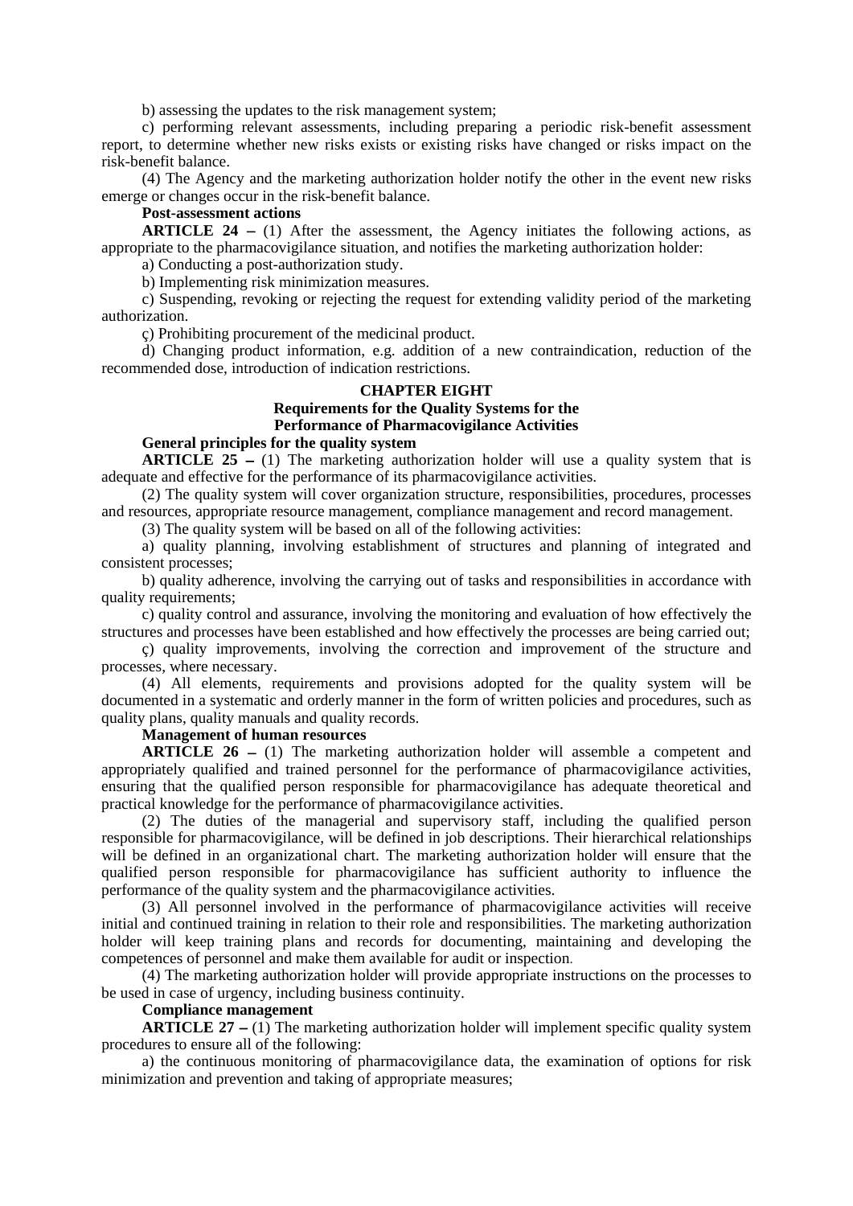b) assessing the updates to the risk management system;

c) performing relevant assessments, including preparing a periodic risk-benefit assessment report, to determine whether new risks exists or existing risks have changed or risks impact on the risk-benefit balance.

(4) The Agency and the marketing authorization holder notify the other in the event new risks emerge or changes occur in the risk-benefit balance.

**Post-assessment actions**

**ARTICLE 24 –** (1) After the assessment, the Agency initiates the following actions, as appropriate to the pharmacovigilance situation, and notifies the marketing authorization holder:

a) Conducting a post-authorization study.

b) Implementing risk minimization measures.

c) Suspending, revoking or rejecting the request for extending validity period of the marketing authorization.

ç) Prohibiting procurement of the medicinal product.

d) Changing product information, e.g. addition of a new contraindication, reduction of the recommended dose, introduction of indication restrictions.

## CHAPTER EIGHT

## Requirements for the Quality Systems for the Performance of Pharmacovigilance Activities

**General principles for the quality system**

**ARTICLE 25 –** (1) The marketing authorization holder will use a quality system that is adequate and effective for the performance of its pharmacovigilance activities.

(2) The quality system will cover organization structure, responsibilities, procedures, processes and resources, appropriate resource management, compliance management and record management.

(3) The quality system will be based on all of the following activities:

a) quality planning, involving establishment of structures and planning of integrated and consistent processes;

b) quality adherence, involving the carrying out of tasks and responsibilities in accordance with quality requirements;

c) quality control and assurance, involving the monitoring and evaluation of how effectively the structures and processes have been established and how effectively the processes are being carried out;

ç) quality improvements, involving the correction and improvement of the structure and processes, where necessary.

(4) All elements, requirements and provisions adopted for the quality system will be documented in a systematic and orderly manner in the form of written policies and procedures, such as quality plans, quality manuals and quality records.

**Management of human resources**

**ARTICLE 26 –** (1) The marketing authorization holder will assemble a competent and appropriately qualified and trained personnel for the performance of pharmacovigilance activities, ensuring that the qualified person responsible for pharmacovigilance has adequate theoretical and practical knowledge for the performance of pharmacovigilance activities.

(2) The duties of the managerial and supervisory staff, including the qualified person responsible for pharmacovigilance, will be defined in job descriptions. Their hierarchical relationships will be defined in an organizational chart. The marketing authorization holder will ensure that the qualified person responsible for pharmacovigilance has sufficient authority to influence the performance of the quality system and the pharmacovigilance activities.

(3) All personnel involved in the performance of pharmacovigilance activities will receive initial and continued training in relation to their role and responsibilities. The marketing authorization holder will keep training plans and records for documenting, maintaining and developing the competences of personnel and make them available for audit or inspection.

(4) The marketing authorization holder will provide appropriate instructions on the processes to be used in case of urgency, including business continuity.

**Compliance management**

**ARTICLE 27 –** (1) The marketing authorization holder will implement specific quality system procedures to ensure all of the following:

a) the continuous monitoring of pharmacovigilance data, the examination of options for risk minimization and prevention and taking of appropriate measures;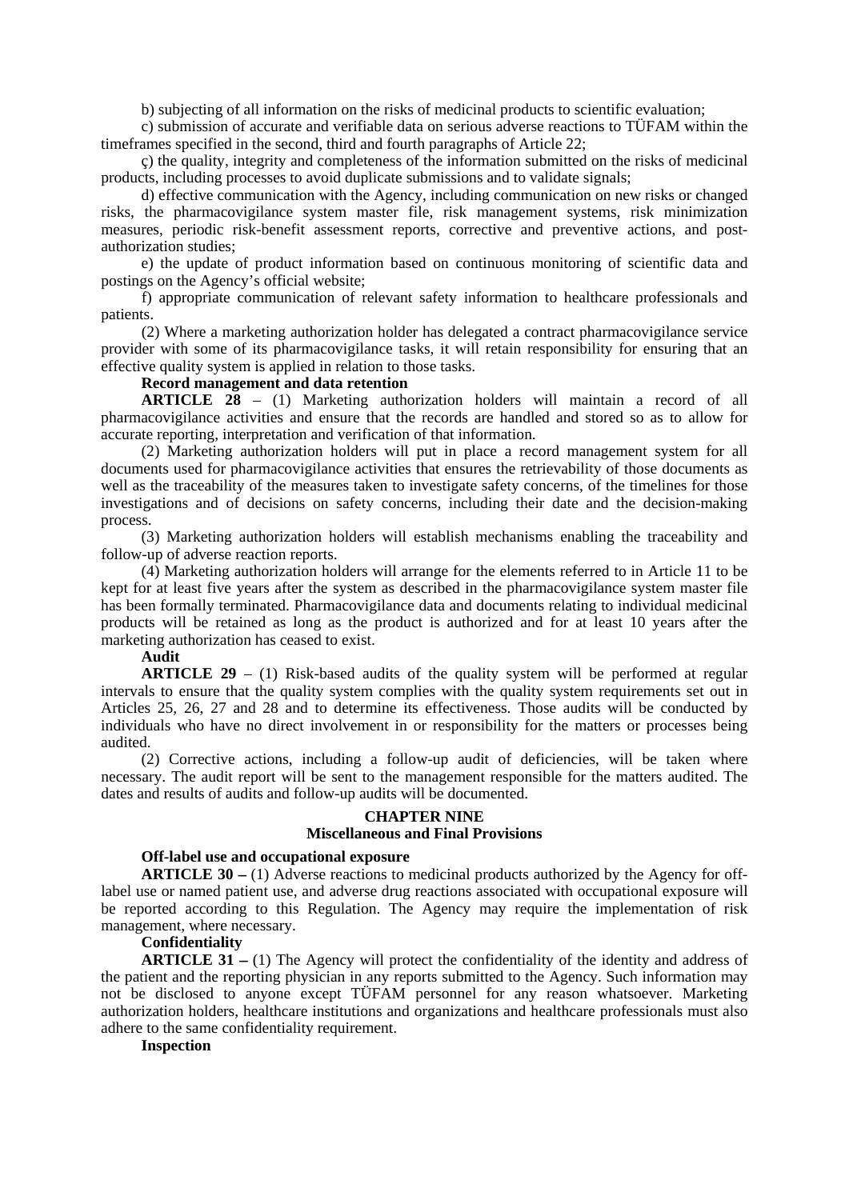b) subjecting of all information on the risks of medicinal products to scientific evaluation;

c) submission of accurate and verifiable data on serious adverse reactions to TÜFAM within the timeframes specified in the second, third and fourth paragraphs of Article 22;

ç) the quality, integrity and completeness of the information submitted on the risks of medicinal products, including processes to avoid duplicate submissions and to validate signals;

d) effective communication with the Agency, including communication on new risks or changed risks, the pharmacovigilance system master file, risk management systems, risk minimization measures, periodic risk-benefit assessment reports, corrective and preventive actions, and post-authorization studies;

e) the update of product information based on continuous monitoring of scientific data and postings on the Agency's official website;

f) appropriate communication of relevant safety information to healthcare professionals and patients.

(2) Where a marketing authorization holder has delegated a contract pharmacovigilance service provider with some of its pharmacovigilance tasks, it will retain responsibility for ensuring that an effective quality system is applied in relation to those tasks.

**Record management and data retention**

**ARTICLE 28** – (1) Marketing authorization holders will maintain a record of all pharmacovigilance activities and ensure that the records are handled and stored so as to allow for accurate reporting, interpretation and verification of that information.

(2) Marketing authorization holders will put in place a record management system for all documents used for pharmacovigilance activities that ensures the retrievability of those documents as well as the traceability of the measures taken to investigate safety concerns, of the timelines for those investigations and of decisions on safety concerns, including their date and the decision-making process.

(3) Marketing authorization holders will establish mechanisms enabling the traceability and follow-up of adverse reaction reports.

(4) Marketing authorization holders will arrange for the elements referred to in Article 11 to be kept for at least five years after the system as described in the pharmacovigilance system master file has been formally terminated. Pharmacovigilance data and documents relating to individual medicinal products will be retained as long as the product is authorized and for at least 10 years after the marketing authorization has ceased to exist.

**Audit**

**ARTICLE 29** – (1) Risk-based audits of the quality system will be performed at regular intervals to ensure that the quality system complies with the quality system requirements set out in Articles 25, 26, 27 and 28 and to determine its effectiveness. Those audits will be conducted by individuals who have no direct involvement in or responsibility for the matters or processes being audited.

(2) Corrective actions, including a follow-up audit of deficiencies, will be taken where necessary. The audit report will be sent to the management responsible for the matters audited. The dates and results of audits and follow-up audits will be documented.

## CHAPTER NINE
## Miscellaneous and Final Provisions

**Off-label use and occupational exposure**

**ARTICLE 30 –** (1) Adverse reactions to medicinal products authorized by the Agency for off-label use or named patient use, and adverse drug reactions associated with occupational exposure will be reported according to this Regulation. The Agency may require the implementation of risk management, where necessary.

**Confidentiality**

**ARTICLE 31 –** (1) The Agency will protect the confidentiality of the identity and address of the patient and the reporting physician in any reports submitted to the Agency. Such information may not be disclosed to anyone except TÜFAM personnel for any reason whatsoever. Marketing authorization holders, healthcare institutions and organizations and healthcare professionals must also adhere to the same confidentiality requirement.

**Inspection**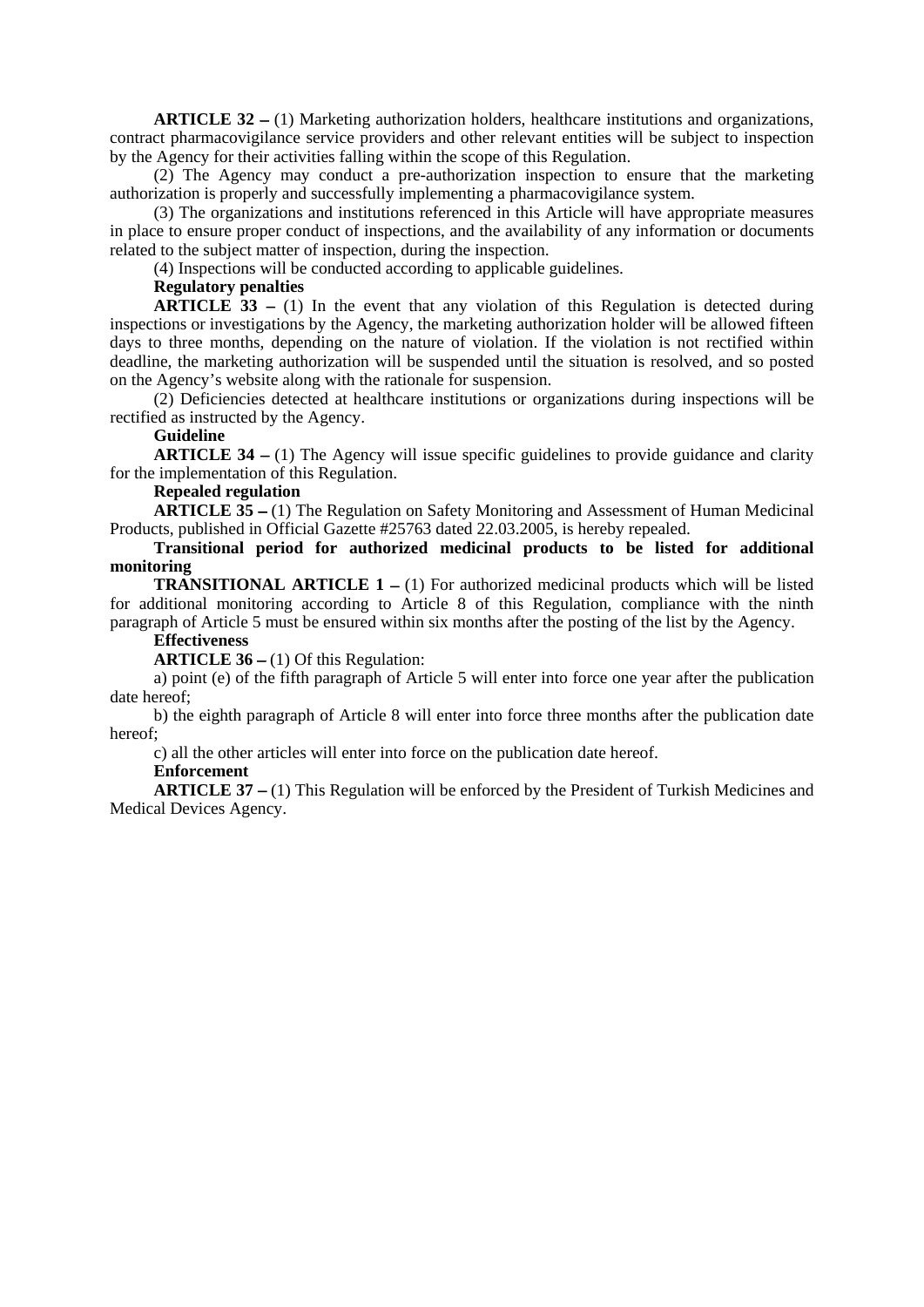**ARTICLE 32 –** (1) Marketing authorization holders, healthcare institutions and organizations, contract pharmacovigilance service providers and other relevant entities will be subject to inspection by the Agency for their activities falling within the scope of this Regulation.

(2) The Agency may conduct a pre-authorization inspection to ensure that the marketing authorization is properly and successfully implementing a pharmacovigilance system.

(3) The organizations and institutions referenced in this Article will have appropriate measures in place to ensure proper conduct of inspections, and the availability of any information or documents related to the subject matter of inspection, during the inspection.

(4) Inspections will be conducted according to applicable guidelines.

**Regulatory penalties**

**ARTICLE 33 –** (1) In the event that any violation of this Regulation is detected during inspections or investigations by the Agency, the marketing authorization holder will be allowed fifteen days to three months, depending on the nature of violation. If the violation is not rectified within deadline, the marketing authorization will be suspended until the situation is resolved, and so posted on the Agency's website along with the rationale for suspension.

(2) Deficiencies detected at healthcare institutions or organizations during inspections will be rectified as instructed by the Agency.

**Guideline**

**ARTICLE 34 –** (1) The Agency will issue specific guidelines to provide guidance and clarity for the implementation of this Regulation.

**Repealed regulation**

**ARTICLE 35 –** (1) The Regulation on Safety Monitoring and Assessment of Human Medicinal Products, published in Official Gazette #25763 dated 22.03.2005, is hereby repealed.

**Transitional period for authorized medicinal products to be listed for additional monitoring**

**TRANSITIONAL ARTICLE 1 –** (1) For authorized medicinal products which will be listed for additional monitoring according to Article 8 of this Regulation, compliance with the ninth paragraph of Article 5 must be ensured within six months after the posting of the list by the Agency.

**Effectiveness**

**ARTICLE 36 –** (1) Of this Regulation:

a) point (e) of the fifth paragraph of Article 5 will enter into force one year after the publication date hereof;

b) the eighth paragraph of Article 8 will enter into force three months after the publication date hereof;

c) all the other articles will enter into force on the publication date hereof.

**Enforcement**

**ARTICLE 37 –** (1) This Regulation will be enforced by the President of Turkish Medicines and Medical Devices Agency.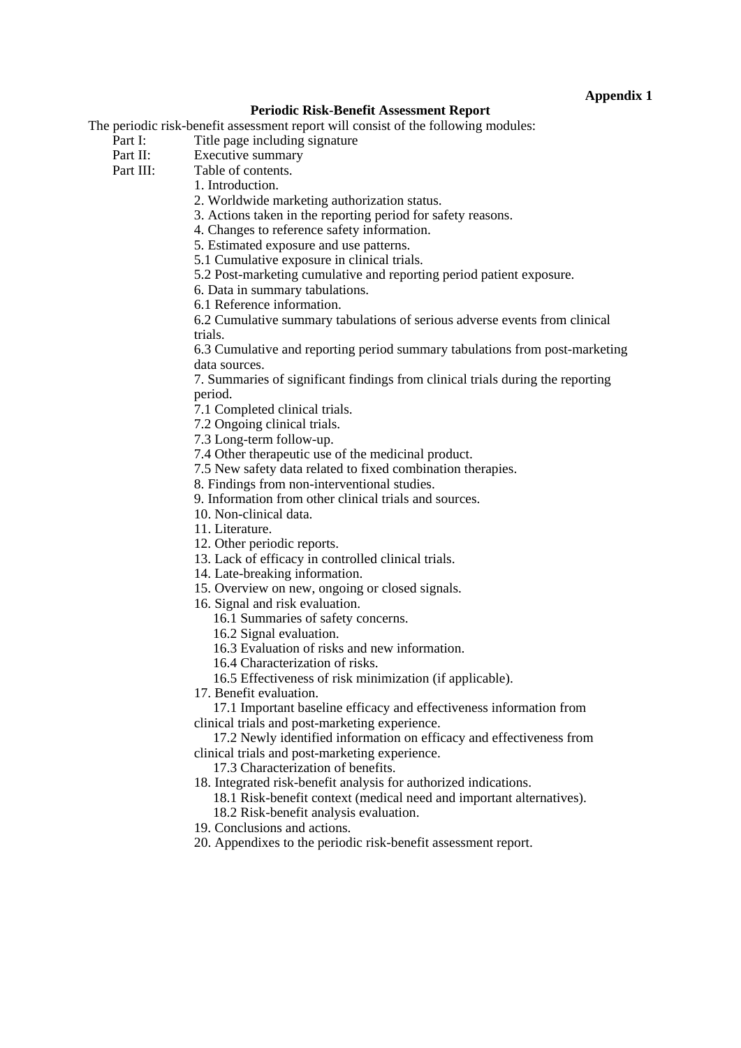**Appendix 1**

**Periodic Risk-Benefit Assessment Report**

The periodic risk-benefit assessment report will consist of the following modules:

Part I: Title page including signature

Part II: Executive summary

Part III: Table of contents.

1. Introduction.
2. Worldwide marketing authorization status.
3. Actions taken in the reporting period for safety reasons.
4. Changes to reference safety information.
5. Estimated exposure and use patterns.

5.1 Cumulative exposure in clinical trials.

5.2 Post-marketing cumulative and reporting period patient exposure.

6. Data in summary tabulations.

6.1 Reference information.

6.2 Cumulative summary tabulations of serious adverse events from clinical trials.

6.3 Cumulative and reporting period summary tabulations from post-marketing data sources.

7. Summaries of significant findings from clinical trials during the reporting period.

7.1 Completed clinical trials.

7.2 Ongoing clinical trials.

7.3 Long-term follow-up.

7.4 Other therapeutic use of the medicinal product.

7.5 New safety data related to fixed combination therapies.

8. Findings from non-interventional studies.
9. Information from other clinical trials and sources.
10. Non-clinical data.
11. Literature.
12. Other periodic reports.
13. Lack of efficacy in controlled clinical trials.
14. Late-breaking information.
15. Overview on new, ongoing or closed signals.
16. Signal and risk evaluation.
    - 16.1 Summaries of safety concerns.
    - 16.2 Signal evaluation.
    - 16.3 Evaluation of risks and new information.
    - 16.4 Characterization of risks.
    - 16.5 Effectiveness of risk minimization (if applicable).
17. Benefit evaluation.
    - 17.1 Important baseline efficacy and effectiveness information from clinical trials and post-marketing experience.
    - 17.2 Newly identified information on efficacy and effectiveness from clinical trials and post-marketing experience.
    - 17.3 Characterization of benefits.
18. Integrated risk-benefit analysis for authorized indications.
    - 18.1 Risk-benefit context (medical need and important alternatives).
    - 18.2 Risk-benefit analysis evaluation.
19. Conclusions and actions.
20. Appendixes to the periodic risk-benefit assessment report.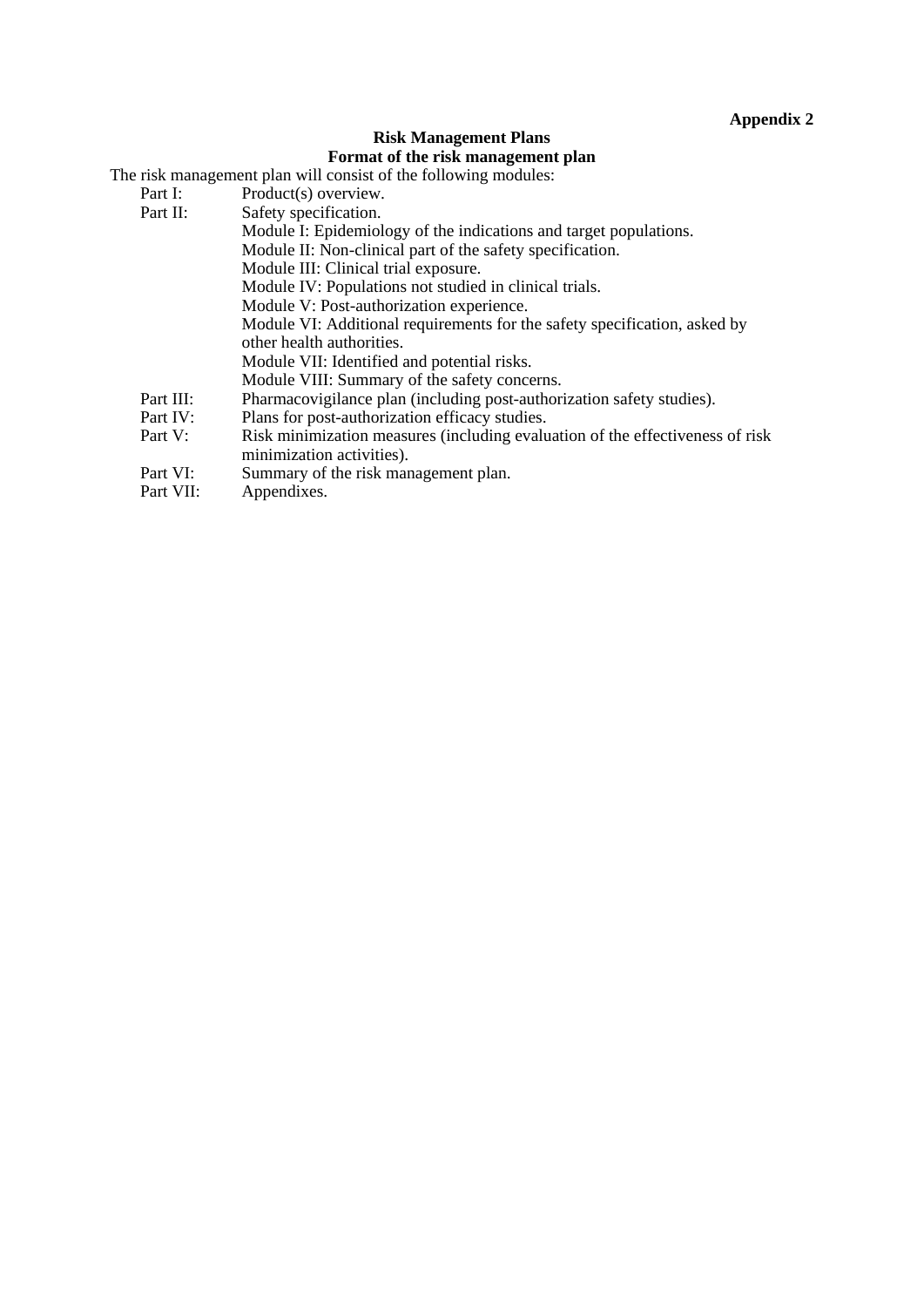**Appendix 2**

## Risk Management Plans

### Format of the risk management plan

The risk management plan will consist of the following modules:

- Part I: Product(s) overview.
- Part II: Safety specification.
  - Module I: Epidemiology of the indications and target populations.
  - Module II: Non-clinical part of the safety specification.
  - Module III: Clinical trial exposure.
  - Module IV: Populations not studied in clinical trials.
  - Module V: Post-authorization experience.
  - Module VI: Additional requirements for the safety specification, asked by other health authorities.
  - Module VII: Identified and potential risks.
  - Module VIII: Summary of the safety concerns.
- Part III: Pharmacovigilance plan (including post-authorization safety studies).
- Part IV: Plans for post-authorization efficacy studies.
- Part V: Risk minimization measures (including evaluation of the effectiveness of risk minimization activities).
- Part VI: Summary of the risk management plan.
- Part VII: Appendixes.